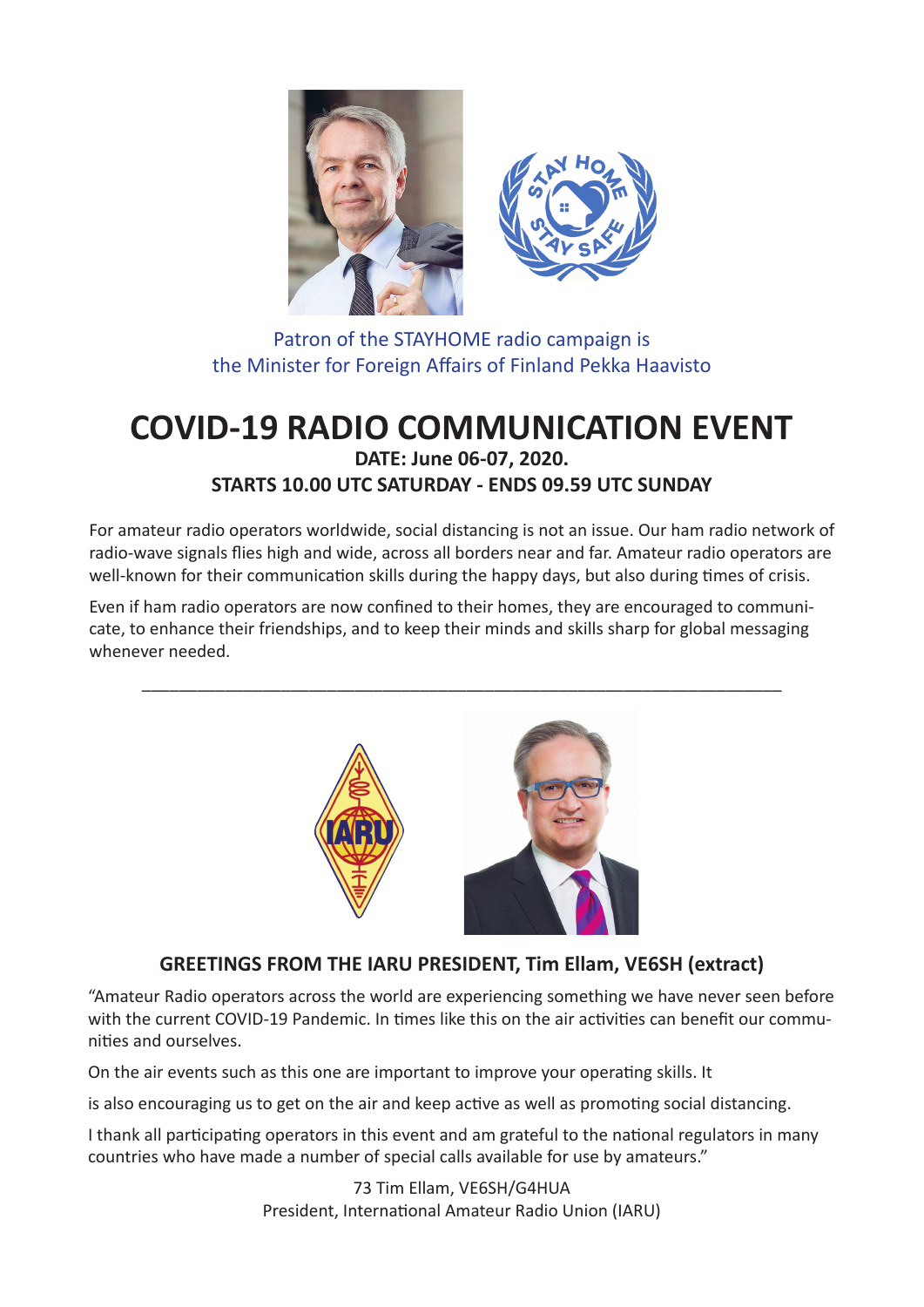Patron of the STAYHOME radio campaign is
the Minister for Foreign Affairs of Finland Pekka Haavisto

# COVID-19 RADIO COMMUNICATION EVENT

**DATE: June 06-07, 2020.**

**STARTS 10.00 UTC SATURDAY - ENDS 09.59 UTC SUNDAY**

For amateur radio operators worldwide, social distancing is not an issue. Our ham radio network of radio-wave signals flies high and wide, across all borders near and far. Amateur radio operators are well-known for their communication skills during the happy days, but also during times of crisis.

Even if ham radio operators are now confined to their homes, they are encouraged to communicate, to enhance their friendships, and to keep their minds and skills sharp for global messaging whenever needed.

---

## GREETINGS FROM THE IARU PRESIDENT, Tim Ellam, VE6SH (extract)

"Amateur Radio operators across the world are experiencing something we have never seen before with the current COVID-19 Pandemic. In times like this on the air activities can benefit our communities and ourselves.

On the air events such as this one are important to improve your operating skills. It

is also encouraging us to get on the air and keep active as well as promoting social distancing.

I thank all participating operators in this event and am grateful to the national regulators in many countries who have made a number of special calls available for use by amateurs."

73 Tim Ellam, VE6SH/G4HUA
President, International Amateur Radio Union (IARU)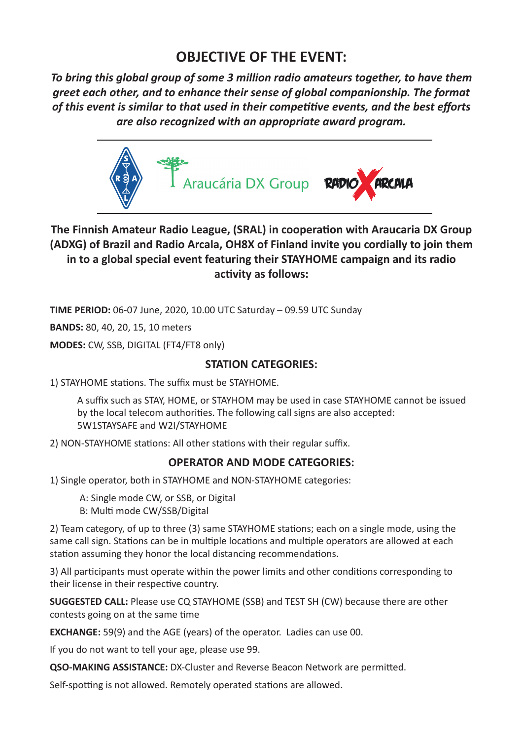## OBJECTIVE OF THE EVENT:

***To bring this global group of some 3 million radio amateurs together, to have them greet each other, and to enhance their sense of global companionship. The format of this event is similar to that used in their competitive events, and the best efforts are also recognized with an appropriate award program.***

**The Finnish Amateur Radio League, (SRAL) in cooperation with Araucaria DX Group (ADXG) of Brazil and Radio Arcala, OH8X of Finland invite you cordially to join them in to a global special event featuring their STAYHOME campaign and its radio activity as follows:**

**TIME PERIOD:** 06-07 June, 2020, 10.00 UTC Saturday – 09.59 UTC Sunday

**BANDS:** 80, 40, 20, 15, 10 meters

**MODES:** CW, SSB, DIGITAL (FT4/FT8 only)

### STATION CATEGORIES:

1) STAYHOME stations. The suffix must be STAYHOME.

   A suffix such as STAY, HOME, or STAYHOM may be used in case STAYHOME cannot be issued by the local telecom authorities. The following call signs are also accepted: 5W1STAYSAFE and W2I/STAYHOME

2) NON-STAYHOME stations: All other stations with their regular suffix.

### OPERATOR AND MODE CATEGORIES:

1) Single operator, both in STAYHOME and NON-STAYHOME categories:

   A: Single mode CW, or SSB, or Digital
   B: Multi mode CW/SSB/Digital

2) Team category, of up to three (3) same STAYHOME stations; each on a single mode, using the same call sign. Stations can be in multiple locations and multiple operators are allowed at each station assuming they honor the local distancing recommendations.

3) All participants must operate within the power limits and other conditions corresponding to their license in their respective country.

**SUGGESTED CALL:** Please use CQ STAYHOME (SSB) and TEST SH (CW) because there are other contests going on at the same time

**EXCHANGE:** 59(9) and the AGE (years) of the operator. Ladies can use 00.

If you do not want to tell your age, please use 99.

**QSO-MAKING ASSISTANCE:** DX-Cluster and Reverse Beacon Network are permitted.

Self-spotting is not allowed. Remotely operated stations are allowed.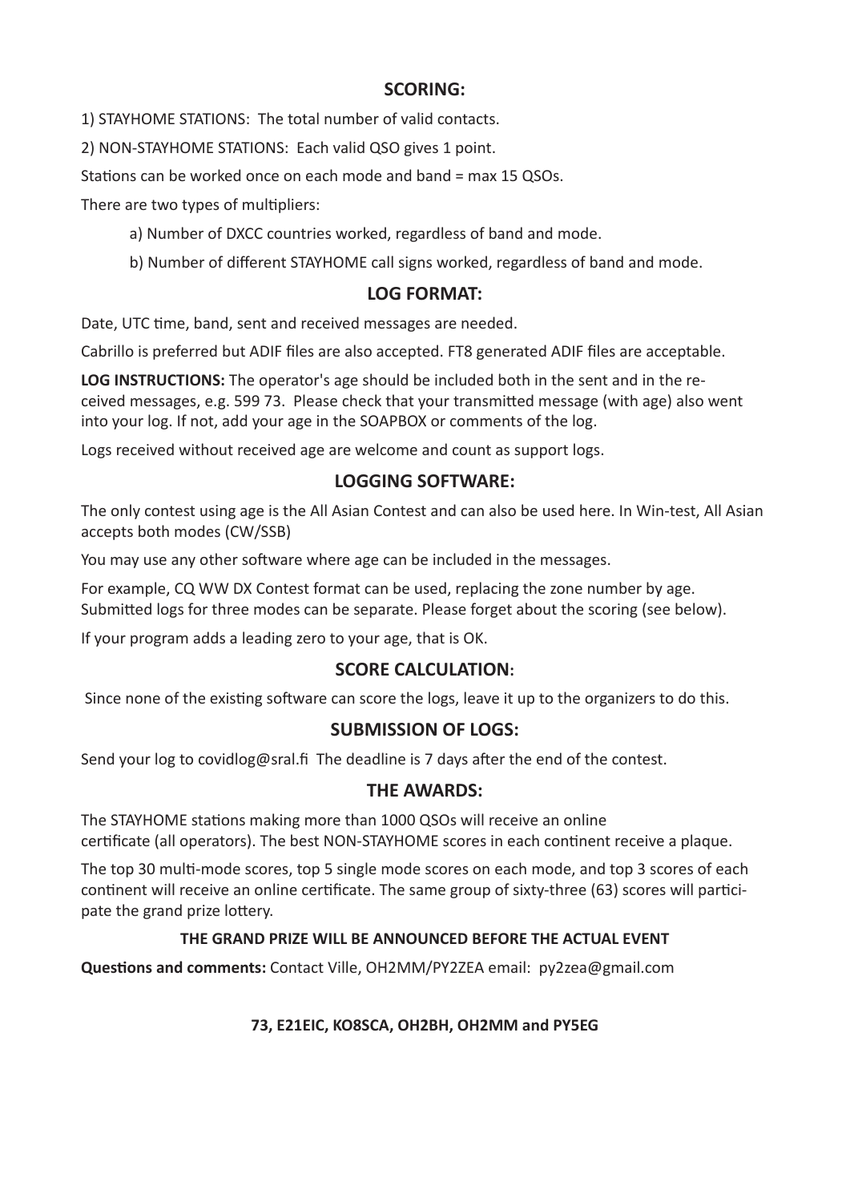## SCORING:

1) STAYHOME STATIONS: The total number of valid contacts.

2) NON-STAYHOME STATIONS: Each valid QSO gives 1 point.

Stations can be worked once on each mode and band = max 15 QSOs.

There are two types of multipliers:

a) Number of DXCC countries worked, regardless of band and mode.

b) Number of different STAYHOME call signs worked, regardless of band and mode.

## LOG FORMAT:

Date, UTC time, band, sent and received messages are needed.

Cabrillo is preferred but ADIF files are also accepted. FT8 generated ADIF files are acceptable.

**LOG INSTRUCTIONS:** The operator's age should be included both in the sent and in the received messages, e.g. 599 73. Please check that your transmitted message (with age) also went into your log. If not, add your age in the SOAPBOX or comments of the log.

Logs received without received age are welcome and count as support logs.

## LOGGING SOFTWARE:

The only contest using age is the All Asian Contest and can also be used here. In Win-test, All Asian accepts both modes (CW/SSB)

You may use any other software where age can be included in the messages.

For example, CQ WW DX Contest format can be used, replacing the zone number by age. Submitted logs for three modes can be separate. Please forget about the scoring (see below).

If your program adds a leading zero to your age, that is OK.

## SCORE CALCULATION:

Since none of the existing software can score the logs, leave it up to the organizers to do this.

## SUBMISSION OF LOGS:

Send your log to covidlog@sral.fi The deadline is 7 days after the end of the contest.

## THE AWARDS:

The STAYHOME stations making more than 1000 QSOs will receive an online certificate (all operators). The best NON-STAYHOME scores in each continent receive a plaque.

The top 30 multi-mode scores, top 5 single mode scores on each mode, and top 3 scores of each continent will receive an online certificate. The same group of sixty-three (63) scores will participate the grand prize lottery.

**THE GRAND PRIZE WILL BE ANNOUNCED BEFORE THE ACTUAL EVENT**

**Questions and comments:** Contact Ville, OH2MM/PY2ZEA email: py2zea@gmail.com

**73, E21EIC, KO8SCA, OH2BH, OH2MM and PY5EG**